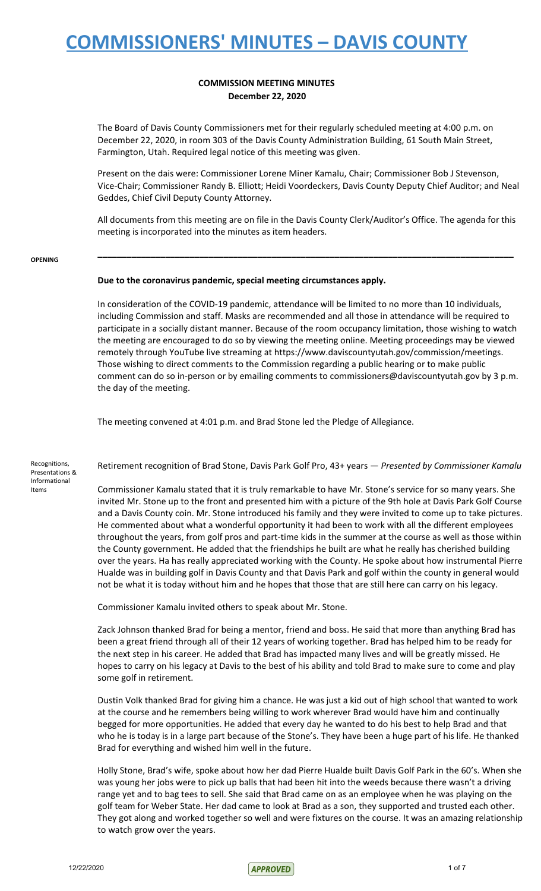# COMMISSIONERS' MINUTES – DAVIS COUNTY

**COMMISSION MEETING MINUTES**
**December 22, 2020**

The Board of Davis County Commissioners met for their regularly scheduled meeting at 4:00 p.m. on December 22, 2020, in room 303 of the Davis County Administration Building, 61 South Main Street, Farmington, Utah. Required legal notice of this meeting was given.

Present on the dais were: Commissioner Lorene Miner Kamalu, Chair; Commissioner Bob J Stevenson, Vice-Chair; Commissioner Randy B. Elliott; Heidi Voordeckers, Davis County Deputy Chief Auditor; and Neal Geddes, Chief Civil Deputy County Attorney.

All documents from this meeting are on file in the Davis County Clerk/Auditor's Office. The agenda for this meeting is incorporated into the minutes as item headers.

---

**OPENING**

**Due to the coronavirus pandemic, special meeting circumstances apply.**

In consideration of the COVID-19 pandemic, attendance will be limited to no more than 10 individuals, including Commission and staff. Masks are recommended and all those in attendance will be required to participate in a socially distant manner. Because of the room occupancy limitation, those wishing to watch the meeting are encouraged to do so by viewing the meeting online. Meeting proceedings may be viewed remotely through YouTube live streaming at https://www.daviscountyutah.gov/commission/meetings. Those wishing to direct comments to the Commission regarding a public hearing or to make public comment can do so in-person or by emailing comments to commissioners@daviscountyutah.gov by 3 p.m. the day of the meeting.

The meeting convened at 4:01 p.m. and Brad Stone led the Pledge of Allegiance.

**Recognitions, Presentations & Informational Items**

Retirement recognition of Brad Stone, Davis Park Golf Pro, 43+ years — *Presented by Commissioner Kamalu*

Commissioner Kamalu stated that it is truly remarkable to have Mr. Stone's service for so many years. She invited Mr. Stone up to the front and presented him with a picture of the 9th hole at Davis Park Golf Course and a Davis County coin. Mr. Stone introduced his family and they were invited to come up to take pictures. He commented about what a wonderful opportunity it had been to work with all the different employees throughout the years, from golf pros and part-time kids in the summer at the course as well as those within the County government. He added that the friendships he built are what he really has cherished building over the years. Ha has really appreciated working with the County. He spoke about how instrumental Pierre Hualde was in building golf in Davis County and that Davis Park and golf within the county in general would not be what it is today without him and he hopes that those that are still here can carry on his legacy.

Commissioner Kamalu invited others to speak about Mr. Stone.

Zack Johnson thanked Brad for being a mentor, friend and boss. He said that more than anything Brad has been a great friend through all of their 12 years of working together. Brad has helped him to be ready for the next step in his career. He added that Brad has impacted many lives and will be greatly missed. He hopes to carry on his legacy at Davis to the best of his ability and told Brad to make sure to come and play some golf in retirement.

Dustin Volk thanked Brad for giving him a chance. He was just a kid out of high school that wanted to work at the course and he remembers being willing to work wherever Brad would have him and continually begged for more opportunities. He added that every day he wanted to do his best to help Brad and that who he is today is in a large part because of the Stone's. They have been a huge part of his life. He thanked Brad for everything and wished him well in the future.

Holly Stone, Brad's wife, spoke about how her dad Pierre Hualde built Davis Golf Park in the 60's. When she was young her jobs were to pick up balls that had been hit into the weeds because there wasn't a driving range yet and to bag tees to sell. She said that Brad came on as an employee when he was playing on the golf team for Weber State. Her dad came to look at Brad as a son, they supported and trusted each other. They got along and worked together so well and were fixtures on the course. It was an amazing relationship to watch grow over the years.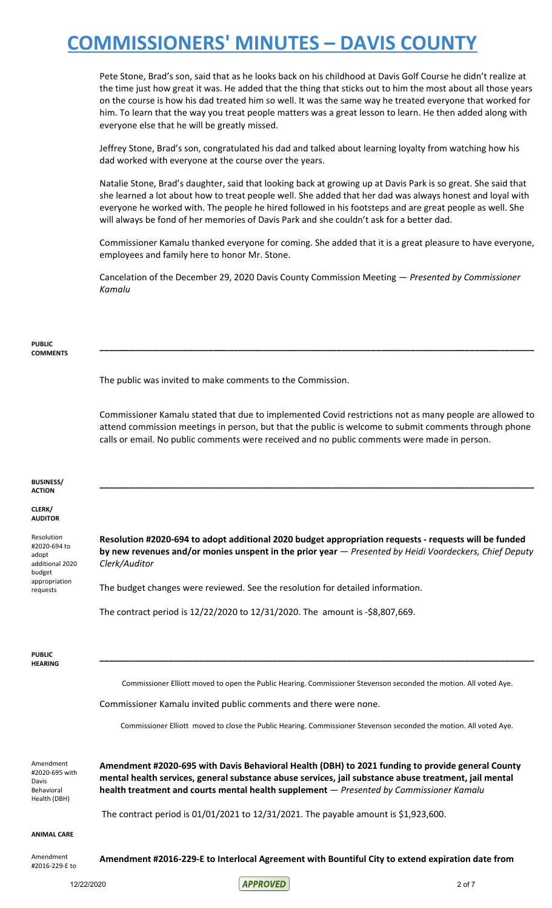# COMMISSIONERS' MINUTES – DAVIS COUNTY

Pete Stone, Brad's son, said that as he looks back on his childhood at Davis Golf Course he didn't realize at the time just how great it was. He added that the thing that sticks out to him the most about all those years on the course is how his dad treated him so well. It was the same way he treated everyone that worked for him. To learn that the way you treat people matters was a great lesson to learn. He then added along with everyone else that he will be greatly missed.

Jeffrey Stone, Brad's son, congratulated his dad and talked about learning loyalty from watching how his dad worked with everyone at the course over the years.

Natalie Stone, Brad's daughter, said that looking back at growing up at Davis Park is so great. She said that she learned a lot about how to treat people well. She added that her dad was always honest and loyal with everyone he worked with. The people he hired followed in his footsteps and are great people as well. She will always be fond of her memories of Davis Park and she couldn't ask for a better dad.

Commissioner Kamalu thanked everyone for coming. She added that it is a great pleasure to have everyone, employees and family here to honor Mr. Stone.

Cancelation of the December 29, 2020 Davis County Commission Meeting — *Presented by Commissioner Kamalu*

**PUBLIC COMMENTS**

---

The public was invited to make comments to the Commission.

Commissioner Kamalu stated that due to implemented Covid restrictions not as many people are allowed to attend commission meetings in person, but that the public is welcome to submit comments through phone calls or email. No public comments were received and no public comments were made in person.

**BUSINESS/ ACTION**

---

**CLERK/ AUDITOR**

*Resolution #2020-694 to adopt additional 2020 budget appropriation requests*

**Resolution #2020-694 to adopt additional 2020 budget appropriation requests - requests will be funded by new revenues and/or monies unspent in the prior year** — *Presented by Heidi Voordeckers, Chief Deputy Clerk/Auditor*

The budget changes were reviewed. See the resolution for detailed information.

The contract period is 12/22/2020 to 12/31/2020. The amount is -$8,807,669.

**PUBLIC HEARING**

---

Commissioner Elliott moved to open the Public Hearing. Commissioner Stevenson seconded the motion. All voted Aye.

Commissioner Kamalu invited public comments and there were none.

Commissioner Elliott moved to close the Public Hearing. Commissioner Stevenson seconded the motion. All voted Aye.

*Amendment #2020-695 with Davis Behavioral Health (DBH)*

**Amendment #2020-695 with Davis Behavioral Health (DBH) to 2021 funding to provide general County mental health services, general substance abuse services, jail substance abuse treatment, jail mental health treatment and courts mental health supplement** — *Presented by Commissioner Kamalu*

The contract period is 01/01/2021 to 12/31/2021. The payable amount is $1,923,600.

**ANIMAL CARE**

*Amendment #2016-229-E to*

**Amendment #2016-229-E to Interlocal Agreement with Bountiful City to extend expiration date from**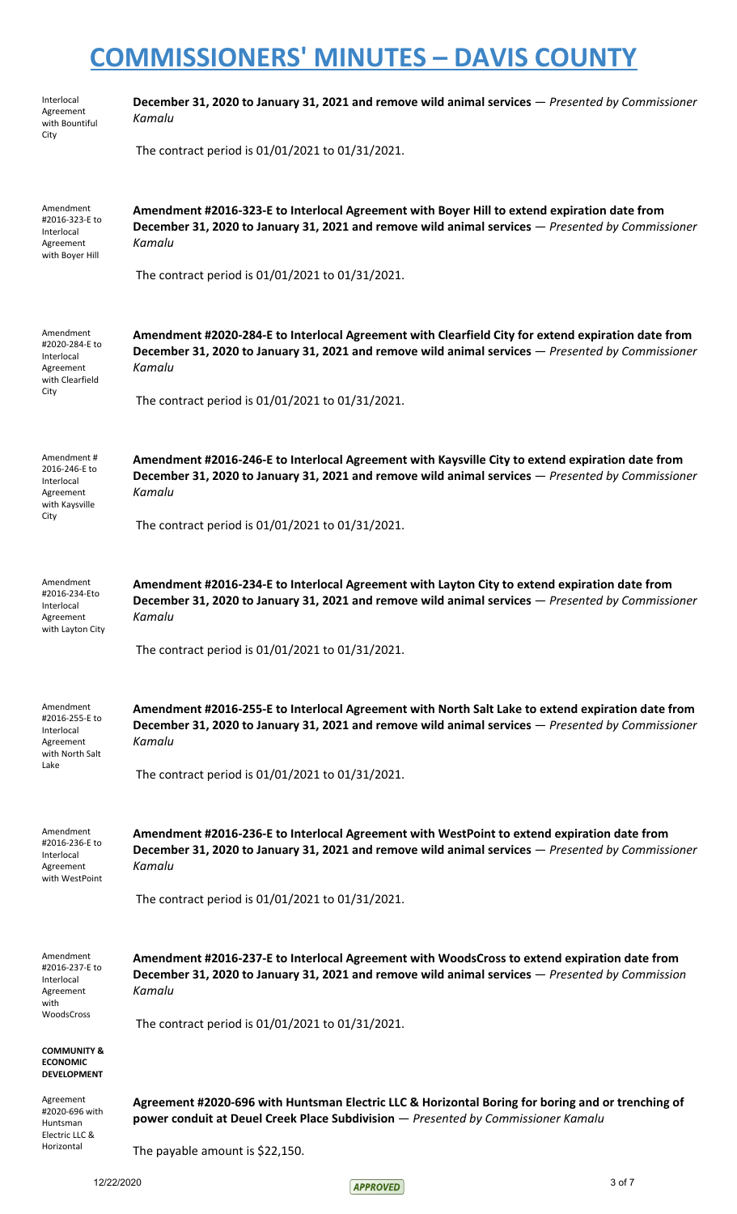Interlocal Agreement with Bountiful City

**December 31, 2020 to January 31, 2021 and remove wild animal services** — *Presented by Commissioner Kamalu*

The contract period is 01/01/2021 to 01/31/2021.

Amendment #2016-323-E to Interlocal Agreement with Boyer Hill

**Amendment #2016-323-E to Interlocal Agreement with Boyer Hill to extend expiration date from December 31, 2020 to January 31, 2021 and remove wild animal services** — *Presented by Commissioner Kamalu*

The contract period is 01/01/2021 to 01/31/2021.

Amendment #2020-284-E to Interlocal Agreement with Clearfield City

**Amendment #2020-284-E to Interlocal Agreement with Clearfield City for extend expiration date from December 31, 2020 to January 31, 2021 and remove wild animal services** — *Presented by Commissioner Kamalu*

The contract period is 01/01/2021 to 01/31/2021.

Amendment # 2016-246-E to Interlocal Agreement with Kaysville City

**Amendment #2016-246-E to Interlocal Agreement with Kaysville City to extend expiration date from December 31, 2020 to January 31, 2021 and remove wild animal services** — *Presented by Commissioner Kamalu*

The contract period is 01/01/2021 to 01/31/2021.

Amendment #2016-234-Eto Interlocal Agreement with Layton City

**Amendment #2016-234-E to Interlocal Agreement with Layton City to extend expiration date from December 31, 2020 to January 31, 2021 and remove wild animal services** — *Presented by Commissioner Kamalu*

The contract period is 01/01/2021 to 01/31/2021.

Amendment #2016-255-E to Interlocal Agreement with North Salt Lake

**Amendment #2016-255-E to Interlocal Agreement with North Salt Lake to extend expiration date from December 31, 2020 to January 31, 2021 and remove wild animal services** — *Presented by Commissioner Kamalu*

The contract period is 01/01/2021 to 01/31/2021.

Amendment #2016-236-E to Interlocal Agreement with WestPoint

**Amendment #2016-236-E to Interlocal Agreement with WestPoint to extend expiration date from December 31, 2020 to January 31, 2021 and remove wild animal services** — *Presented by Commissioner Kamalu*

The contract period is 01/01/2021 to 01/31/2021.

Amendment #2016-237-E to Interlocal Agreement with WoodsCross

**Amendment #2016-237-E to Interlocal Agreement with WoodsCross to extend expiration date from December 31, 2020 to January 31, 2021 and remove wild animal services** — *Presented by Commission Kamalu*

The contract period is 01/01/2021 to 01/31/2021.

**COMMUNITY & ECONOMIC DEVELOPMENT**

Agreement #2020-696 with Huntsman Electric LLC & Horizontal

**Agreement #2020-696 with Huntsman Electric LLC & Horizontal Boring for boring and or trenching of power conduit at Deuel Creek Place Subdivision** — *Presented by Commissioner Kamalu*

The payable amount is $22,150.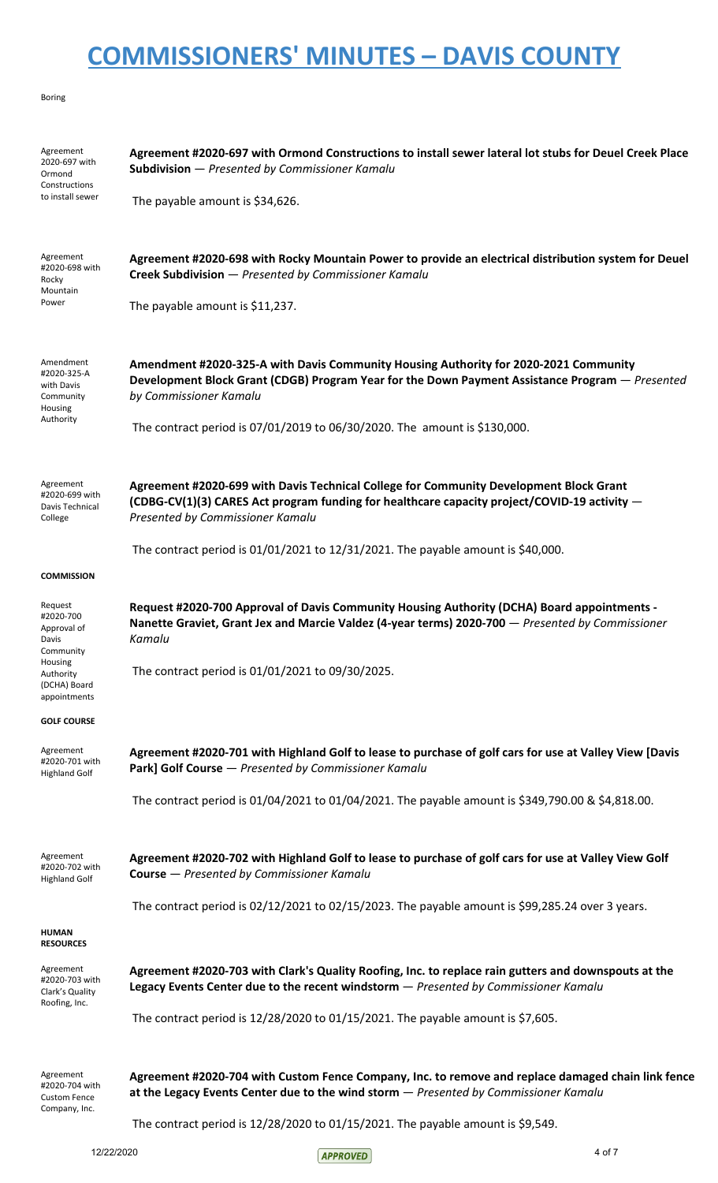# COMMISSIONERS' MINUTES – DAVIS COUNTY

Boring

Agreement 2020-697 with Ormond Constructions to install sewer

**Agreement #2020-697 with Ormond Constructions to install sewer lateral lot stubs for Deuel Creek Place Subdivision** — *Presented by Commissioner Kamalu*

The payable amount is $34,626.

Agreement #2020-698 with Rocky Mountain Power

**Agreement #2020-698 with Rocky Mountain Power to provide an electrical distribution system for Deuel Creek Subdivision** — *Presented by Commissioner Kamalu*

The payable amount is $11,237.

Amendment #2020-325-A with Davis Community Housing Authority

**Amendment #2020-325-A with Davis Community Housing Authority for 2020-2021 Community Development Block Grant (CDGB) Program Year for the Down Payment Assistance Program** — *Presented by Commissioner Kamalu*

The contract period is 07/01/2019 to 06/30/2020. The amount is $130,000.

Agreement #2020-699 with Davis Technical College

**Agreement #2020-699 with Davis Technical College for Community Development Block Grant (CDBG-CV(1)(3) CARES Act program funding for healthcare capacity project/COVID-19 activity** — *Presented by Commissioner Kamalu*

The contract period is 01/01/2021 to 12/31/2021. The payable amount is $40,000.

**COMMISSION**

Request #2020-700 Approval of Davis Community Housing Authority (DCHA) Board appointments

**Request #2020-700 Approval of Davis Community Housing Authority (DCHA) Board appointments - Nanette Graviet, Grant Jex and Marcie Valdez (4-year terms) 2020-700** — *Presented by Commissioner Kamalu*

The contract period is 01/01/2021 to 09/30/2025.

**GOLF COURSE**

Agreement #2020-701 with Highland Golf

**Agreement #2020-701 with Highland Golf to lease to purchase of golf cars for use at Valley View [Davis Park] Golf Course** — *Presented by Commissioner Kamalu*

The contract period is 01/04/2021 to 01/04/2021. The payable amount is $349,790.00 & $4,818.00.

Agreement #2020-702 with Highland Golf

**Agreement #2020-702 with Highland Golf to lease to purchase of golf cars for use at Valley View Golf Course** — *Presented by Commissioner Kamalu*

The contract period is 02/12/2021 to 02/15/2023. The payable amount is $99,285.24 over 3 years.

**HUMAN RESOURCES**

Agreement #2020-703 with Clark's Quality Roofing, Inc.

**Agreement #2020-703 with Clark's Quality Roofing, Inc. to replace rain gutters and downspouts at the Legacy Events Center due to the recent windstorm** — *Presented by Commissioner Kamalu*

The contract period is 12/28/2020 to 01/15/2021. The payable amount is $7,605.

Agreement #2020-704 with Custom Fence Company, Inc.

**Agreement #2020-704 with Custom Fence Company, Inc. to remove and replace damaged chain link fence at the Legacy Events Center due to the wind storm** — *Presented by Commissioner Kamalu*

The contract period is 12/28/2020 to 01/15/2021. The payable amount is $9,549.

12/22/2020 APPROVED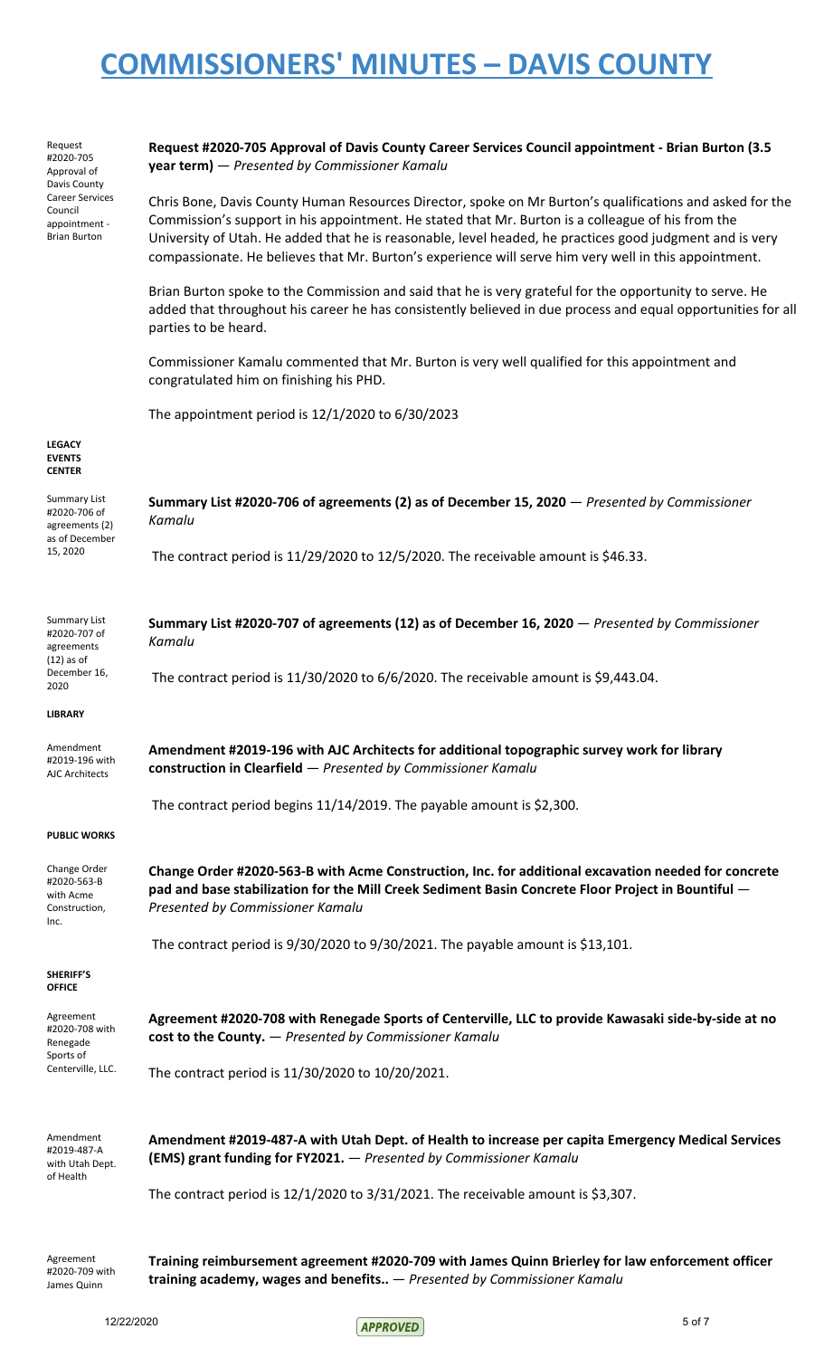# COMMISSIONERS' MINUTES – DAVIS COUNTY

Request #2020-705 Approval of Davis County Career Services Council appointment - Brian Burton

**Request #2020-705 Approval of Davis County Career Services Council appointment - Brian Burton (3.5 year term)** — *Presented by Commissioner Kamalu*

Chris Bone, Davis County Human Resources Director, spoke on Mr Burton's qualifications and asked for the Commission's support in his appointment. He stated that Mr. Burton is a colleague of his from the University of Utah. He added that he is reasonable, level headed, he practices good judgment and is very compassionate. He believes that Mr. Burton's experience will serve him very well in this appointment.

Brian Burton spoke to the Commission and said that he is very grateful for the opportunity to serve. He added that throughout his career he has consistently believed in due process and equal opportunities for all parties to be heard.

Commissioner Kamalu commented that Mr. Burton is very well qualified for this appointment and congratulated him on finishing his PHD.

The appointment period is 12/1/2020 to 6/30/2023

**LEGACY EVENTS CENTER**

Summary List #2020-706 of agreements (2) as of December 15, 2020

**Summary List #2020-706 of agreements (2) as of December 15, 2020** — *Presented by Commissioner Kamalu*

The contract period is 11/29/2020 to 12/5/2020. The receivable amount is $46.33.

Summary List #2020-707 of agreements (12) as of December 16, 2020

**Summary List #2020-707 of agreements (12) as of December 16, 2020** — *Presented by Commissioner Kamalu*

The contract period is 11/30/2020 to 6/6/2020. The receivable amount is $9,443.04.

**LIBRARY**

Amendment #2019-196 with AJC Architects

**Amendment #2019-196 with AJC Architects for additional topographic survey work for library construction in Clearfield** — *Presented by Commissioner Kamalu*

The contract period begins 11/14/2019. The payable amount is $2,300.

**PUBLIC WORKS**

Change Order #2020-563-B with Acme Construction, Inc.

**Change Order #2020-563-B with Acme Construction, Inc. for additional excavation needed for concrete pad and base stabilization for the Mill Creek Sediment Basin Concrete Floor Project in Bountiful** — *Presented by Commissioner Kamalu*

The contract period is 9/30/2020 to 9/30/2021. The payable amount is $13,101.

**SHERIFF'S OFFICE**

Agreement #2020-708 with Renegade Sports of Centerville, LLC.

**Agreement #2020-708 with Renegade Sports of Centerville, LLC to provide Kawasaki side-by-side at no cost to the County.** — *Presented by Commissioner Kamalu*

The contract period is 11/30/2020 to 10/20/2021.

Amendment #2019-487-A with Utah Dept. of Health

**Amendment #2019-487-A with Utah Dept. of Health to increase per capita Emergency Medical Services (EMS) grant funding for FY2021.** — *Presented by Commissioner Kamalu*

The contract period is 12/1/2020 to 3/31/2021. The receivable amount is $3,307.

Agreement #2020-709 with James Quinn

**Training reimbursement agreement #2020-709 with James Quinn Brierley for law enforcement officer training academy, wages and benefits..** — *Presented by Commissioner Kamalu*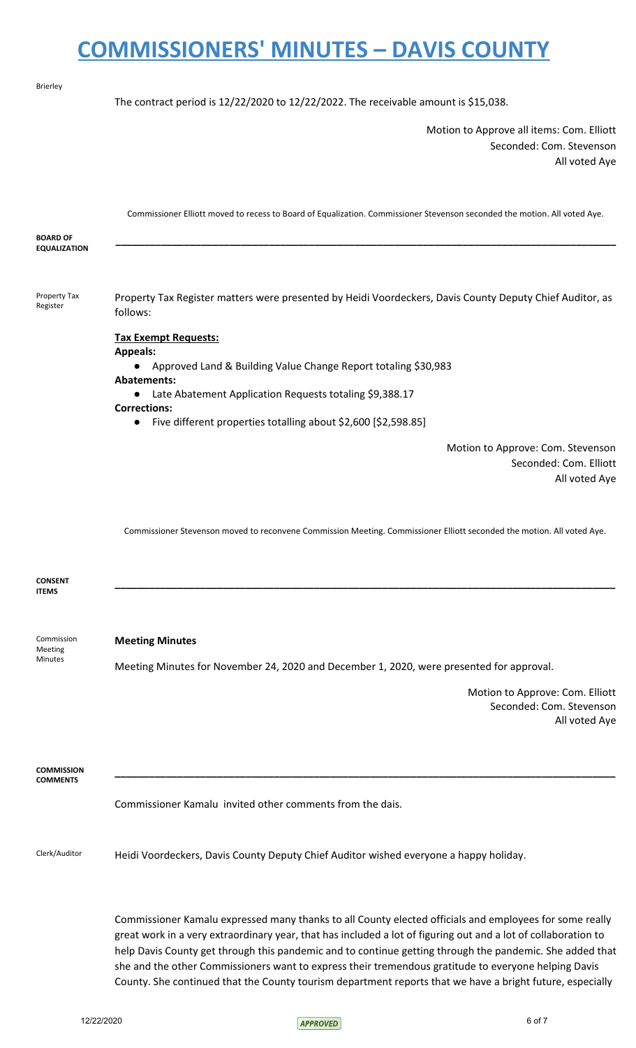Brierley

The contract period is 12/22/2020 to 12/22/2022. The receivable amount is $15,038.

Motion to Approve all items: Com. Elliott
Seconded: Com. Stevenson
All voted Aye

Commissioner Elliott moved to recess to Board of Equalization. Commissioner Stevenson seconded the motion. All voted Aye.

**BOARD OF EQUALIZATION**

---

Property Tax Register

Property Tax Register matters were presented by Heidi Voordeckers, Davis County Deputy Chief Auditor, as follows:

**Tax Exempt Requests:**

**Appeals:**

- Approved Land & Building Value Change Report totaling $30,983

**Abatements:**

- Late Abatement Application Requests totaling $9,388.17

**Corrections:**

- Five different properties totalling about $2,600 [$2,598.85]

Motion to Approve: Com. Stevenson
Seconded: Com. Elliott
All voted Aye

Commissioner Stevenson moved to reconvene Commission Meeting. Commissioner Elliott seconded the motion. All voted Aye.

**CONSENT ITEMS**

---

Commission Meeting Minutes

**Meeting Minutes**

Meeting Minutes for November 24, 2020 and December 1, 2020, were presented for approval.

Motion to Approve: Com. Elliott
Seconded: Com. Stevenson
All voted Aye

**COMMISSION COMMENTS**

---

Commissioner Kamalu invited other comments from the dais.

Clerk/Auditor

Heidi Voordeckers, Davis County Deputy Chief Auditor wished everyone a happy holiday.

Commissioner Kamalu expressed many thanks to all County elected officials and employees for some really great work in a very extraordinary year, that has included a lot of figuring out and a lot of collaboration to help Davis County get through this pandemic and to continue getting through the pandemic. She added that she and the other Commissioners want to express their tremendous gratitude to everyone helping Davis County. She continued that the County tourism department reports that we have a bright future, especially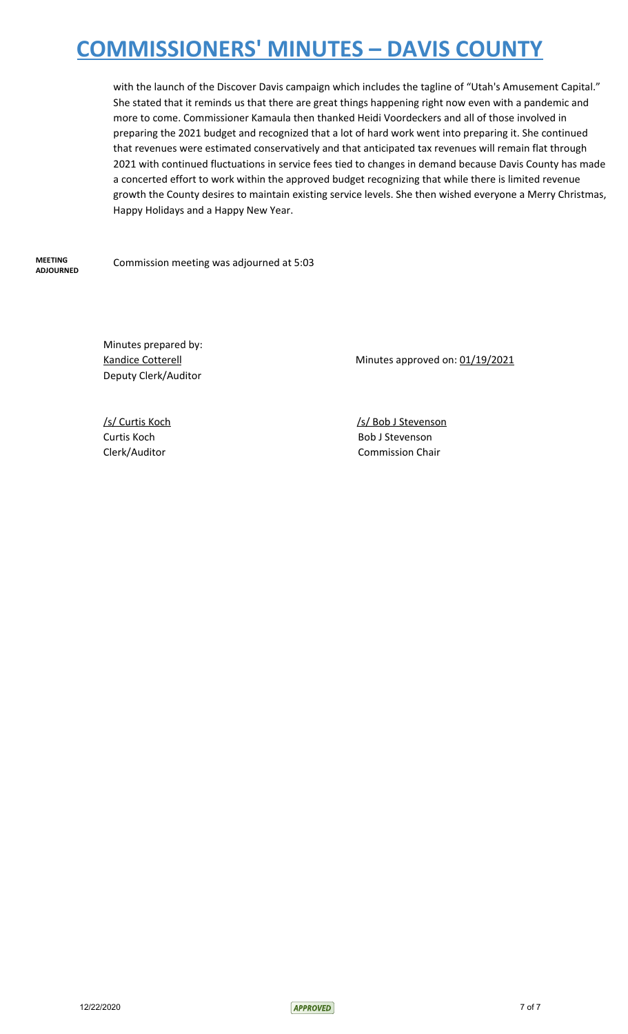with the launch of the Discover Davis campaign which includes the tagline of "Utah's Amusement Capital." She stated that it reminds us that there are great things happening right now even with a pandemic and more to come. Commissioner Kamaula then thanked Heidi Voordeckers and all of those involved in preparing the 2021 budget and recognized that a lot of hard work went into preparing it. She continued that revenues were estimated conservatively and that anticipated tax revenues will remain flat through 2021 with continued fluctuations in service fees tied to changes in demand because Davis County has made a concerted effort to work within the approved budget recognizing that while there is limited revenue growth the County desires to maintain existing service levels. She then wished everyone a Merry Christmas, Happy Holidays and a Happy New Year.

**MEETING ADJOURNED**

Commission meeting was adjourned at 5:03

Minutes prepared by:
Kandice Cotterell
Deputy Clerk/Auditor

Minutes approved on: 01/19/2021

/s/ Curtis Koch
Curtis Koch
Clerk/Auditor

/s/ Bob J Stevenson
Bob J Stevenson
Commission Chair